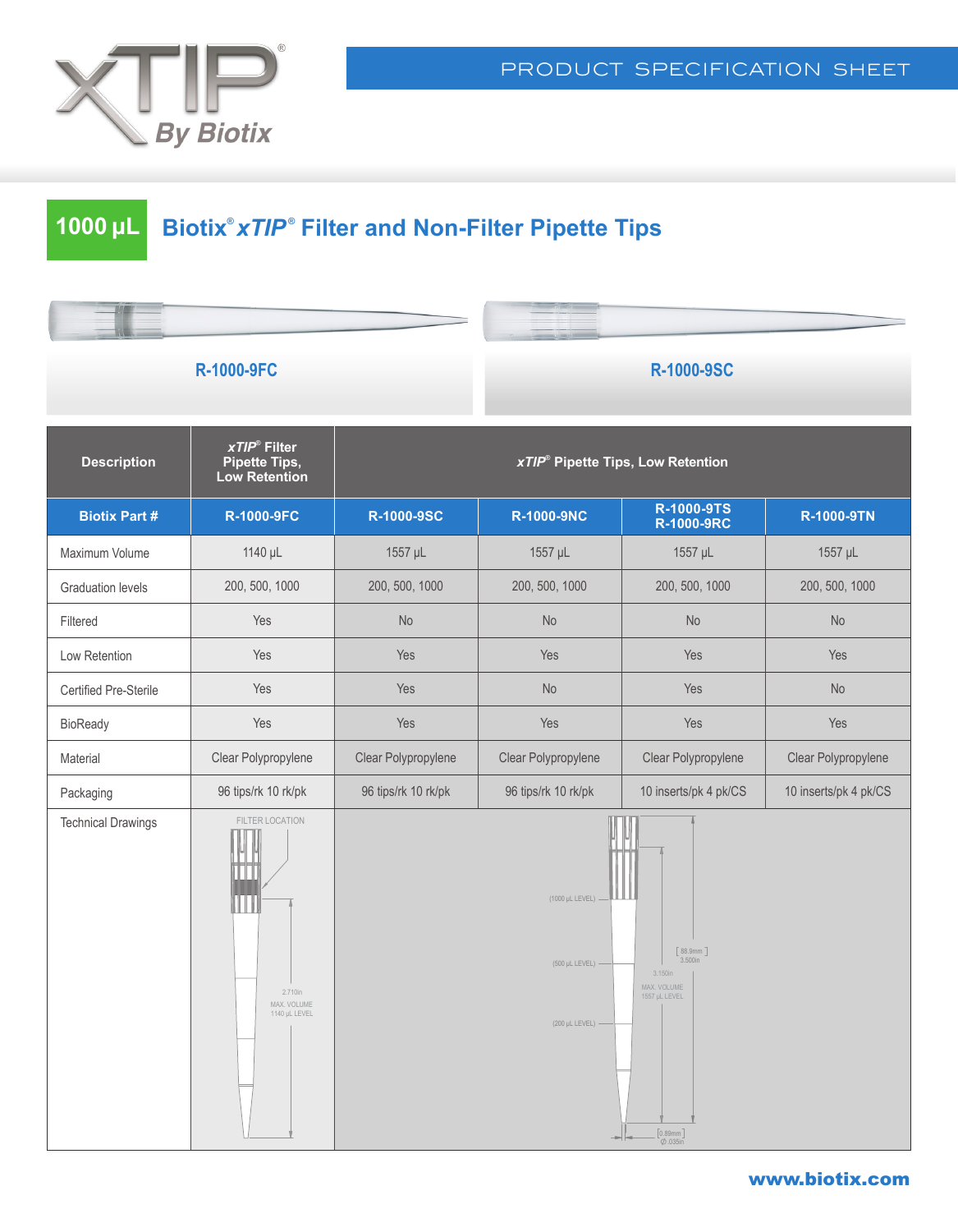xTIP® By Biotix

PRODUCT SPECIFICATION SHEET

# 1000 µL Biotix® *xTIP*® Filter and Non-Filter Pipette Tips

R-1000-9FC

R-1000-9SC

| Description | *xTIP*® Filter Pipette Tips, Low Retention | *xTIP*® Pipette Tips, Low Retention | | | |
|---|---|---|---|---|---|
| **Biotix Part #** | **R-1000-9FC** | **R-1000-9SC** | **R-1000-9NC** | **R-1000-9TS R-1000-9RC** | **R-1000-9TN** |
| Maximum Volume | 1140 µL | 1557 µL | 1557 µL | 1557 µL | 1557 µL |
| Graduation levels | 200, 500, 1000 | 200, 500, 1000 | 200, 500, 1000 | 200, 500, 1000 | 200, 500, 1000 |
| Filtered | Yes | No | No | No | No |
| Low Retention | Yes | Yes | Yes | Yes | Yes |
| Certified Pre-Sterile | Yes | Yes | No | Yes | No |
| BioReady | Yes | Yes | Yes | Yes | Yes |
| Material | Clear Polypropylene | Clear Polypropylene | Clear Polypropylene | Clear Polypropylene | Clear Polypropylene |
| Packaging | 96 tips/rk 10 rk/pk | 96 tips/rk 10 rk/pk | 96 tips/rk 10 rk/pk | 10 inserts/pk 4 pk/CS | 10 inserts/pk 4 pk/CS |
| Technical Drawings | FILTER LOCATION; 2.710in; MAX. VOLUME 1140 µL LEVEL | (1000 µL LEVEL); (500 µL LEVEL); (200 µL LEVEL); [88.9mm] 3.500in; 3.150in; MAX. VOLUME 1557 µL LEVEL; [0.89mm] Ø .035in | | | |

www.biotix.com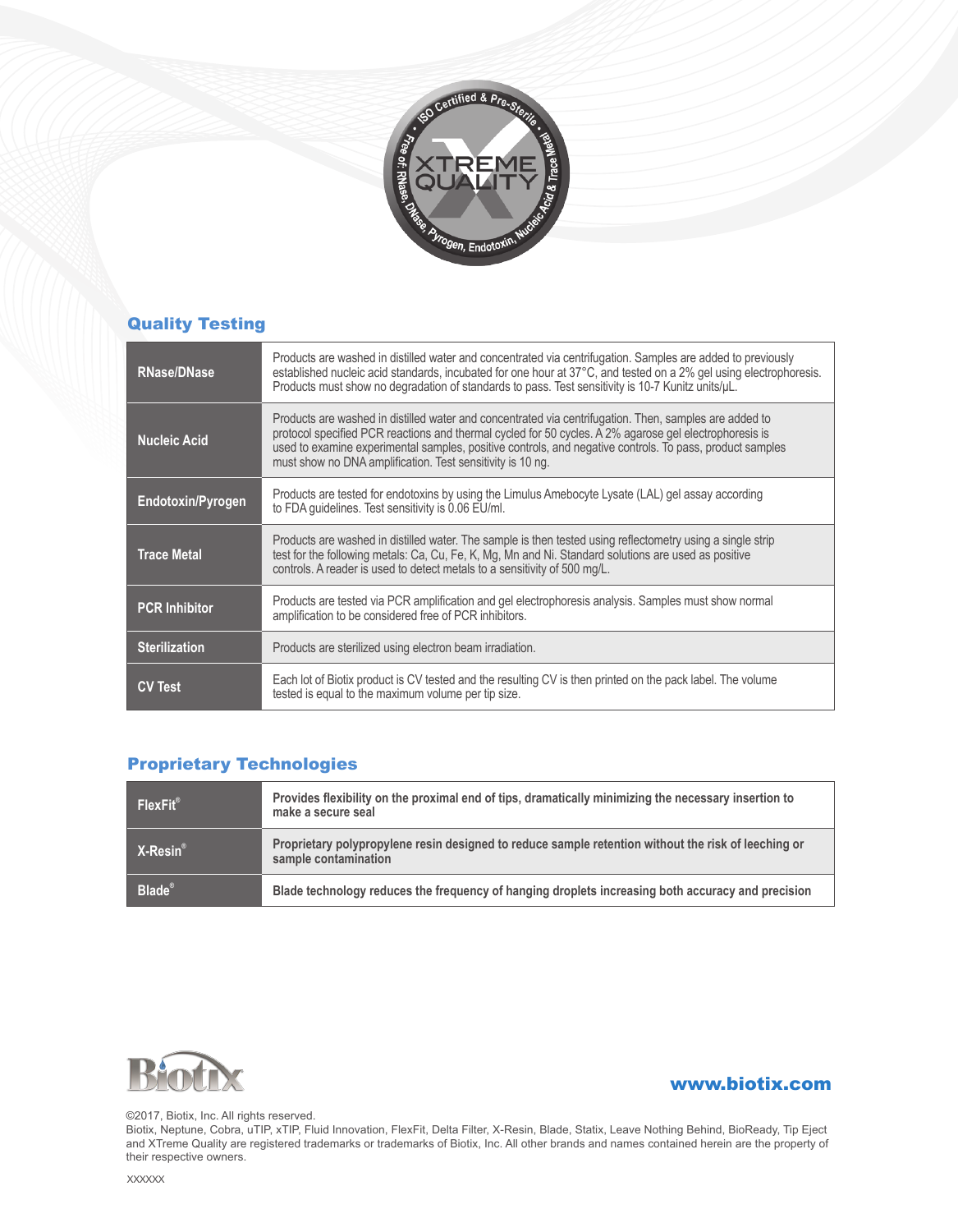ISO Certified & Pre-Sterile • Free of: RNase, DNase, Pyrogen, Endotoxin, Nucleic Acid & Trace Metal

XTREME QUALITY

## Quality Testing

| | |
|---|---|
| **RNase/DNase** | Products are washed in distilled water and concentrated via centrifugation. Samples are added to previously established nucleic acid standards, incubated for one hour at 37°C, and tested on a 2% gel using electrophoresis. Products must show no degradation of standards to pass. Test sensitivity is 10-7 Kunitz units/μL. |
| **Nucleic Acid** | Products are washed in distilled water and concentrated via centrifugation. Then, samples are added to protocol specified PCR reactions and thermal cycled for 50 cycles. A 2% agarose gel electrophoresis is used to examine experimental samples, positive controls, and negative controls. To pass, product samples must show no DNA amplification. Test sensitivity is 10 ng. |
| **Endotoxin/Pyrogen** | Products are tested for endotoxins by using the Limulus Amebocyte Lysate (LAL) gel assay according to FDA guidelines. Test sensitivity is 0.06 EU/ml. |
| **Trace Metal** | Products are washed in distilled water. The sample is then tested using reflectometry using a single strip test for the following metals: Ca, Cu, Fe, K, Mg, Mn and Ni. Standard solutions are used as positive controls. A reader is used to detect metals to a sensitivity of 500 mg/L. |
| **PCR Inhibitor** | Products are tested via PCR amplification and gel electrophoresis analysis. Samples must show normal amplification to be considered free of PCR inhibitors. |
| **Sterilization** | Products are sterilized using electron beam irradiation. |
| **CV Test** | Each lot of Biotix product is CV tested and the resulting CV is then printed on the pack label. The volume tested is equal to the maximum volume per tip size. |

## Proprietary Technologies

| | |
|---|---|
| **FlexFit®** | **Provides flexibility on the proximal end of tips, dramatically minimizing the necessary insertion to make a secure seal** |
| **X-Resin®** | **Proprietary polypropylene resin designed to reduce sample retention without the risk of leeching or sample contamination** |
| **Blade®** | **Blade technology reduces the frequency of hanging droplets increasing both accuracy and precision** |

Biotix

**www.biotix.com**

©2017, Biotix, Inc. All rights reserved.
Biotix, Neptune, Cobra, uTIP, xTIP, Fluid Innovation, FlexFit, Delta Filter, X-Resin, Blade, Statix, Leave Nothing Behind, BioReady, Tip Eject and XTreme Quality are registered trademarks or trademarks of Biotix, Inc. All other brands and names contained herein are the property of their respective owners.

XXXXXX